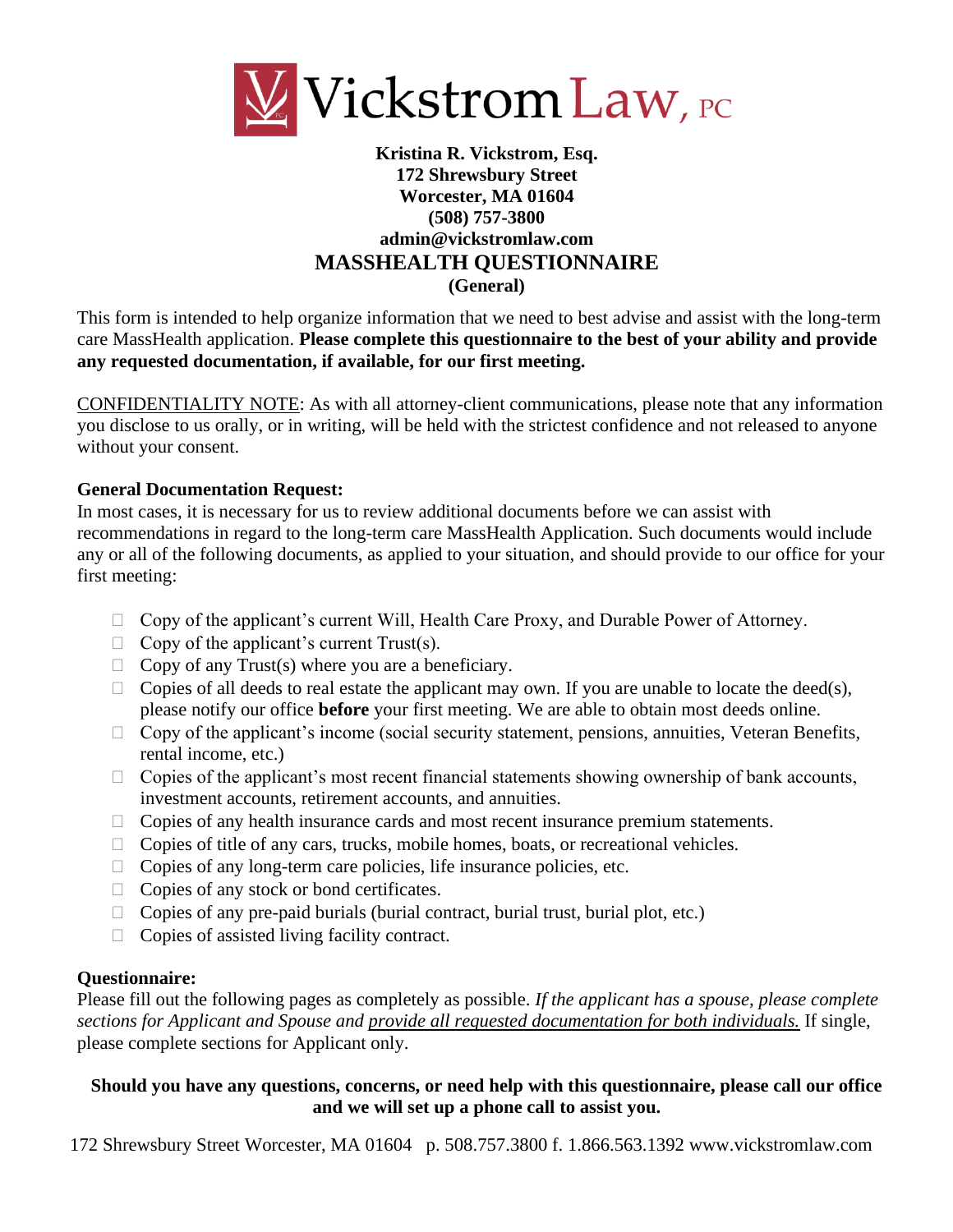# Vickstrom Law, PC

**Kristina R. Vickstrom, Esq.**
**172 Shrewsbury Street**
**Worcester, MA 01604**
**(508) 757-3800**
**admin@vickstromlaw.com**

## MASSHEALTH QUESTIONNAIRE

**(General)**

This form is intended to help organize information that we need to best advise and assist with the long-term care MassHealth application. **Please complete this questionnaire to the best of your ability and provide any requested documentation, if available, for our first meeting.**

CONFIDENTIALITY NOTE: As with all attorney-client communications, please note that any information you disclose to us orally, or in writing, will be held with the strictest confidence and not released to anyone without your consent.

**General Documentation Request:**

In most cases, it is necessary for us to review additional documents before we can assist with recommendations in regard to the long-term care MassHealth Application. Such documents would include any or all of the following documents, as applied to your situation, and should provide to our office for your first meeting:

- ☐ Copy of the applicant's current Will, Health Care Proxy, and Durable Power of Attorney.
- ☐ Copy of the applicant's current Trust(s).
- ☐ Copy of any Trust(s) where you are a beneficiary.
- ☐ Copies of all deeds to real estate the applicant may own. If you are unable to locate the deed(s), please notify our office **before** your first meeting. We are able to obtain most deeds online.
- ☐ Copy of the applicant's income (social security statement, pensions, annuities, Veteran Benefits, rental income, etc.)
- ☐ Copies of the applicant's most recent financial statements showing ownership of bank accounts, investment accounts, retirement accounts, and annuities.
- ☐ Copies of any health insurance cards and most recent insurance premium statements.
- ☐ Copies of title of any cars, trucks, mobile homes, boats, or recreational vehicles.
- ☐ Copies of any long-term care policies, life insurance policies, etc.
- ☐ Copies of any stock or bond certificates.
- ☐ Copies of any pre-paid burials (burial contract, burial trust, burial plot, etc.)
- ☐ Copies of assisted living facility contract.

**Questionnaire:**

Please fill out the following pages as completely as possible. *If the applicant has a spouse, please complete sections for Applicant and Spouse and provide all requested documentation for both individuals.* If single, please complete sections for Applicant only.

**Should you have any questions, concerns, or need help with this questionnaire, please call our office and we will set up a phone call to assist you.**

172 Shrewsbury Street Worcester, MA 01604 p. 508.757.3800 f. 1.866.563.1392 www.vickstromlaw.com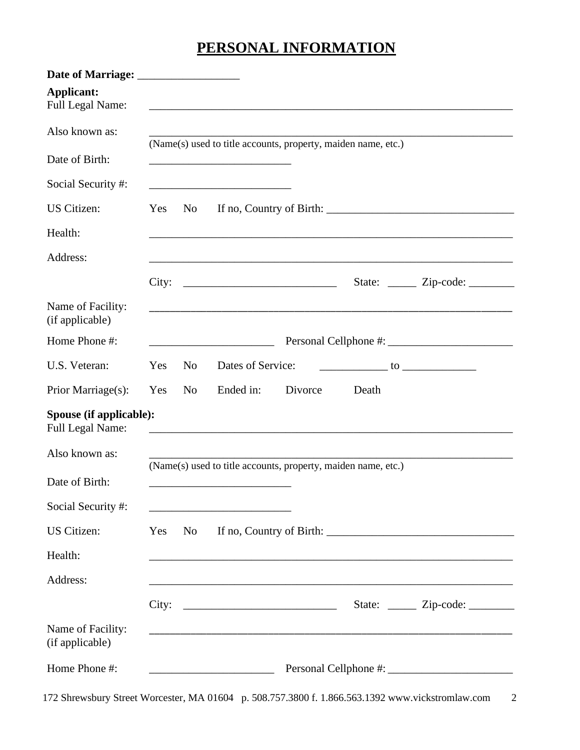# PERSONAL INFORMATION

**Date of Marriage:** __________________

**Applicant:**

Full Legal Name: ________________________________________________________________

Also known as: ________________________________________________________________
(Name(s) used to title accounts, property, maiden name, etc.)

Date of Birth: _________________________

Social Security #: _________________________

US Citizen: Yes No If no, Country of Birth: ________________________________

Health: ________________________________________________________________

Address: ________________________________________________________________

City: ___________________________ State: _____ Zip-code: ________

Name of Facility: (if applicable) ________________________________________________________________

Home Phone #: ______________________ Personal Cellphone #: ______________________

U.S. Veteran: Yes No Dates of Service: ____________ to _____________

Prior Marriage(s): Yes No Ended in: Divorce Death

**Spouse (if applicable):**

Full Legal Name: ________________________________________________________________

Also known as: ________________________________________________________________
(Name(s) used to title accounts, property, maiden name, etc.)

Date of Birth: _________________________

Social Security #: _________________________

US Citizen: Yes No If no, Country of Birth: ________________________________

Health: ________________________________________________________________

Address: ________________________________________________________________

City: ___________________________ State: _____ Zip-code: ________

Name of Facility: (if applicable) ________________________________________________________________

Home Phone #: ______________________ Personal Cellphone #: ______________________

172 Shrewsbury Street Worcester, MA 01604 p. 508.757.3800 f. 1.866.563.1392 www.vickstromlaw.com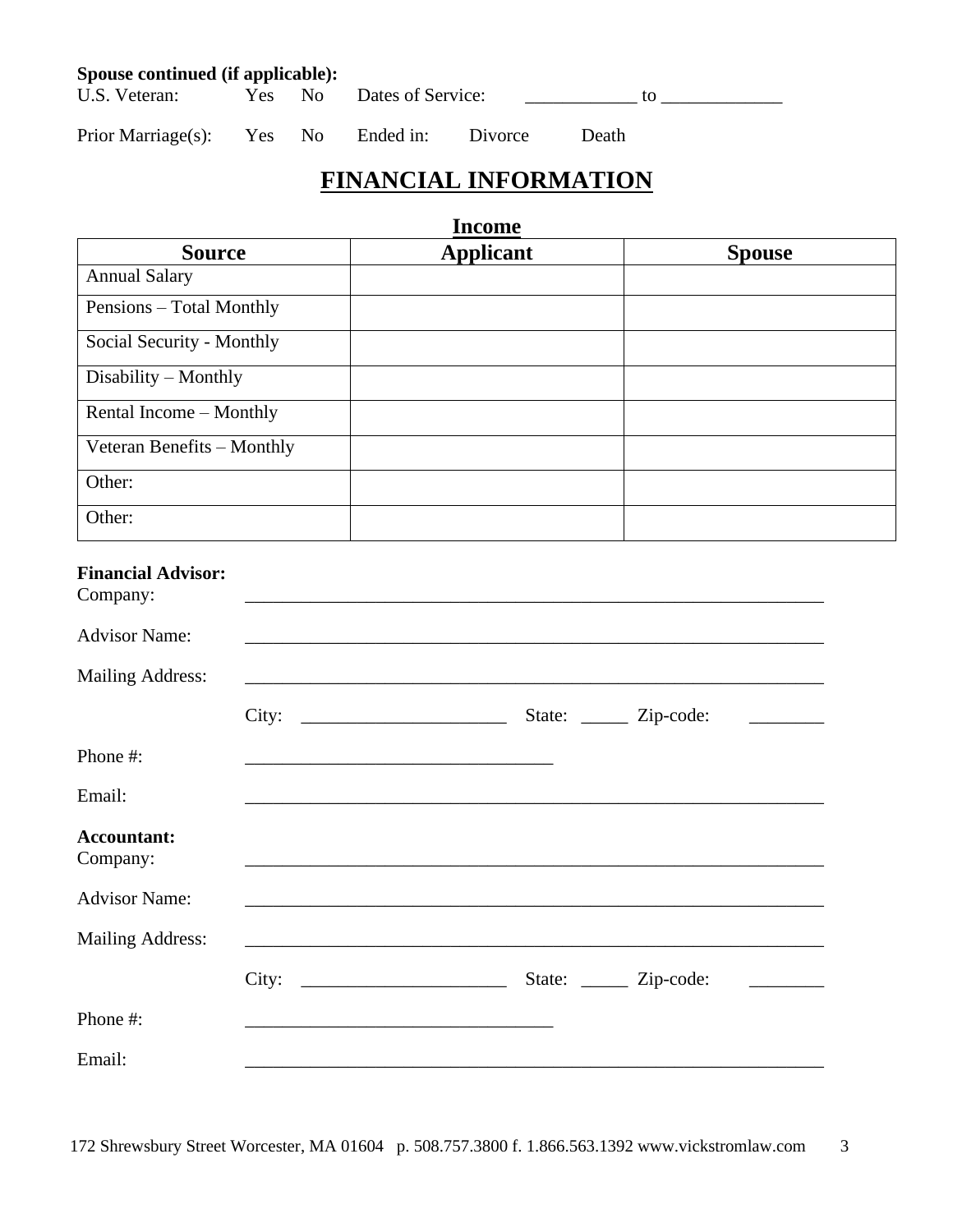**Spouse continued (if applicable):**

U.S. Veteran: Yes No Dates of Service: ____________ to _____________

Prior Marriage(s): Yes No Ended in: Divorce Death

# FINANCIAL INFORMATION

## Income

| Source | Applicant | Spouse |
|---|---|---|
| Annual Salary | | |
| Pensions – Total Monthly | | |
| Social Security - Monthly | | |
| Disability – Monthly | | |
| Rental Income – Monthly | | |
| Veteran Benefits – Monthly | | |
| Other: | | |
| Other: | | |

**Financial Advisor:**

Company: _________________________________________________________________

Advisor Name: _________________________________________________________________

Mailing Address: _________________________________________________________________

City: ______________________ State: _____ Zip-code: ________

Phone #: __________________________________

Email: _________________________________________________________________

**Accountant:**

Company: _________________________________________________________________

Advisor Name: _________________________________________________________________

Mailing Address: _________________________________________________________________

City: ______________________ State: _____ Zip-code: ________

Phone #: __________________________________

Email: _________________________________________________________________

172 Shrewsbury Street Worcester, MA 01604 p. 508.757.3800 f. 1.866.563.1392 www.vickstromlaw.com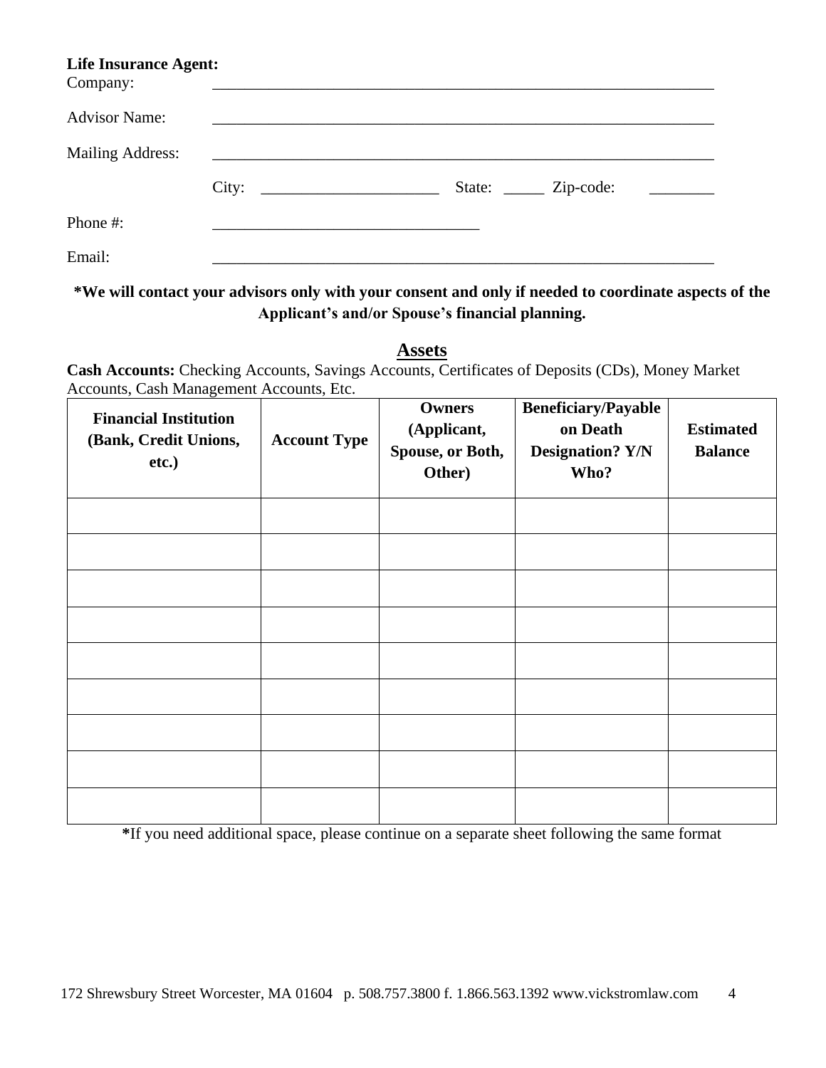**Life Insurance Agent:**

Company: ________________________________________________________________

Advisor Name: ________________________________________________________________

Mailing Address: ________________________________________________________________

City: ______________________ State: _____ Zip-code: ________

Phone #: __________________________________

Email: ________________________________________________________________

**\*We will contact your advisors only with your consent and only if needed to coordinate aspects of the Applicant's and/or Spouse's financial planning.**

## Assets

**Cash Accounts:** Checking Accounts, Savings Accounts, Certificates of Deposits (CDs), Money Market Accounts, Cash Management Accounts, Etc.

| Financial Institution (Bank, Credit Unions, etc.) | Account Type | Owners (Applicant, Spouse, or Both, Other) | Beneficiary/Payable on Death Designation? Y/N Who? | Estimated Balance |
|---|---|---|---|---|
| | | | | |
| | | | | |
| | | | | |
| | | | | |
| | | | | |
| | | | | |
| | | | | |
| | | | | |
| | | | | |

**\***If you need additional space, please continue on a separate sheet following the same format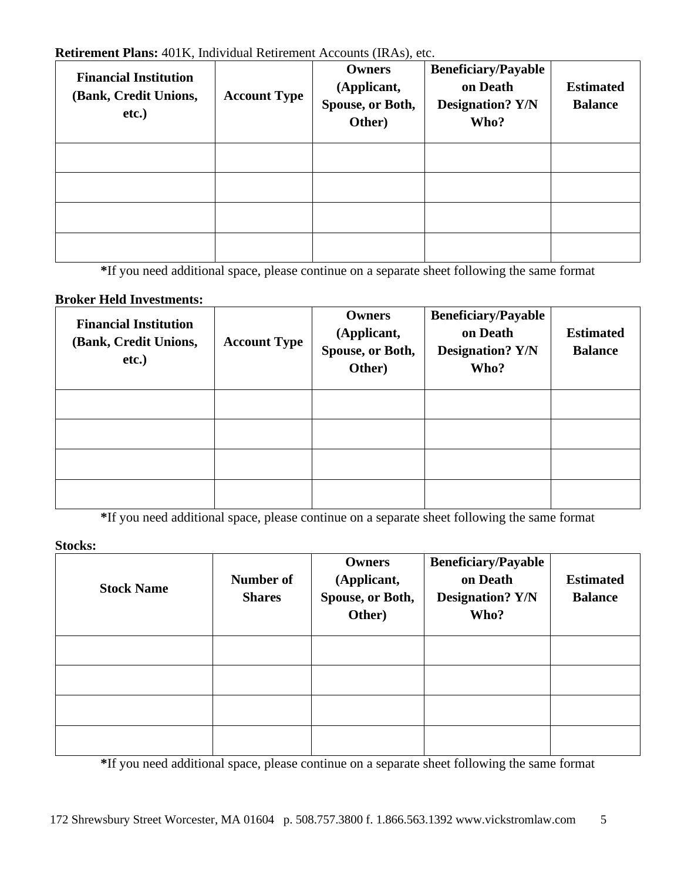**Retirement Plans:** 401K, Individual Retirement Accounts (IRAs), etc.

| Financial Institution (Bank, Credit Unions, etc.) | Account Type | Owners (Applicant, Spouse, or Both, Other) | Beneficiary/Payable on Death Designation? Y/N Who? | Estimated Balance |
|---|---|---|---|---|
| | | | | |
| | | | | |
| | | | | |
| | | | | |

***If you need additional space, please continue on a separate sheet following the same format**

**Broker Held Investments:**

| Financial Institution (Bank, Credit Unions, etc.) | Account Type | Owners (Applicant, Spouse, or Both, Other) | Beneficiary/Payable on Death Designation? Y/N Who? | Estimated Balance |
|---|---|---|---|---|
| | | | | |
| | | | | |
| | | | | |
| | | | | |

***If you need additional space, please continue on a separate sheet following the same format**

**Stocks:**

| Stock Name | Number of Shares | Owners (Applicant, Spouse, or Both, Other) | Beneficiary/Payable on Death Designation? Y/N Who? | Estimated Balance |
|---|---|---|---|---|
| | | | | |
| | | | | |
| | | | | |
| | | | | |

***If you need additional space, please continue on a separate sheet following the same format**

172 Shrewsbury Street Worcester, MA 01604 p. 508.757.3800 f. 1.866.563.1392 www.vickstromlaw.com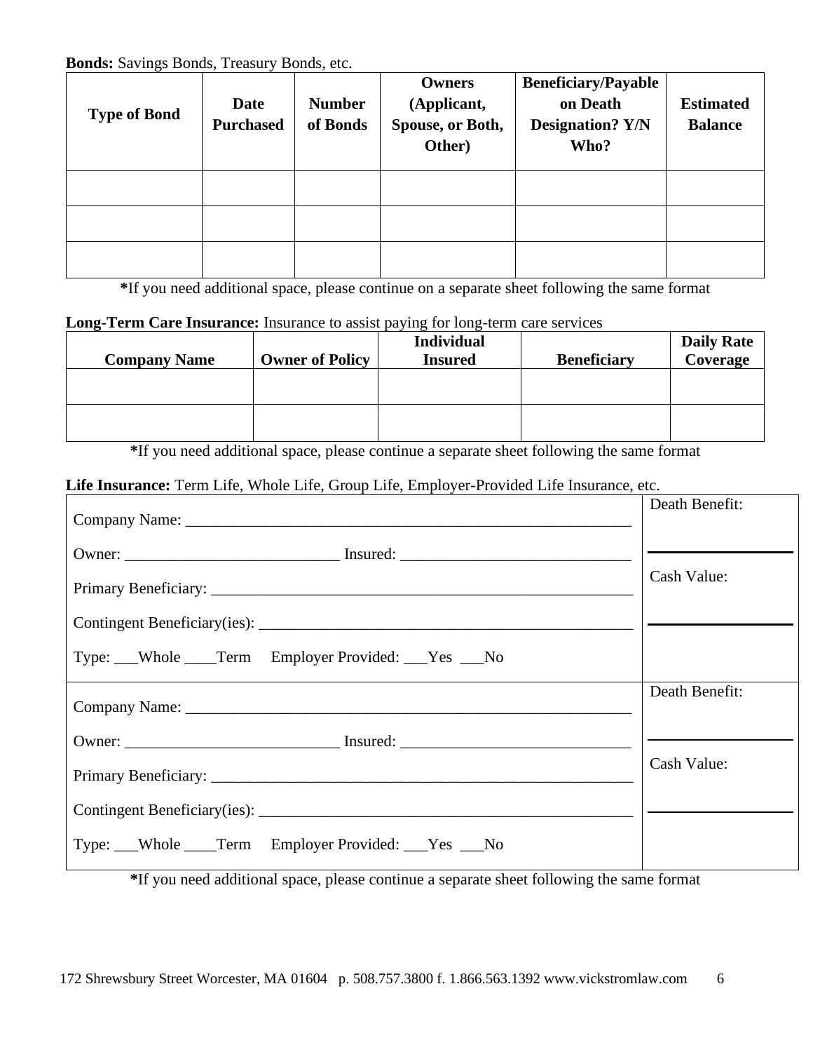**Bonds:** Savings Bonds, Treasury Bonds, etc.

| Type of Bond | Date Purchased | Number of Bonds | Owners (Applicant, Spouse, or Both, Other) | Beneficiary/Payable on Death Designation? Y/N Who? | Estimated Balance |
|---|---|---|---|---|---|
| | | | | | |
| | | | | | |
| | | | | | |

**\***If you need additional space, please continue on a separate sheet following the same format

**Long-Term Care Insurance:** Insurance to assist paying for long-term care services

| Company Name | Owner of Policy | Individual Insured | Beneficiary | Daily Rate Coverage |
|---|---|---|---|---|
| | | | | |
| | | | | |

**\***If you need additional space, please continue a separate sheet following the same format

**Life Insurance:** Term Life, Whole Life, Group Life, Employer-Provided Life Insurance, etc.

| | |
|---|---|
| Company Name: ____________________<br>Owner: ______________ Insured: ______________<br>Primary Beneficiary: ____________________<br>Contingent Beneficiary(ies): ____________________<br>Type: ___Whole ____Term Employer Provided: ___Yes ___No | Death Benefit: ____________<br>Cash Value: ____________ |
| Company Name: ____________________<br>Owner: ______________ Insured: ______________<br>Primary Beneficiary: ____________________<br>Contingent Beneficiary(ies): ____________________<br>Type: ___Whole ____Term Employer Provided: ___Yes ___No | Death Benefit: ____________<br>Cash Value: ____________ |

**\***If you need additional space, please continue a separate sheet following the same format

172 Shrewsbury Street Worcester, MA 01604 p. 508.757.3800 f. 1.866.563.1392 www.vickstromlaw.com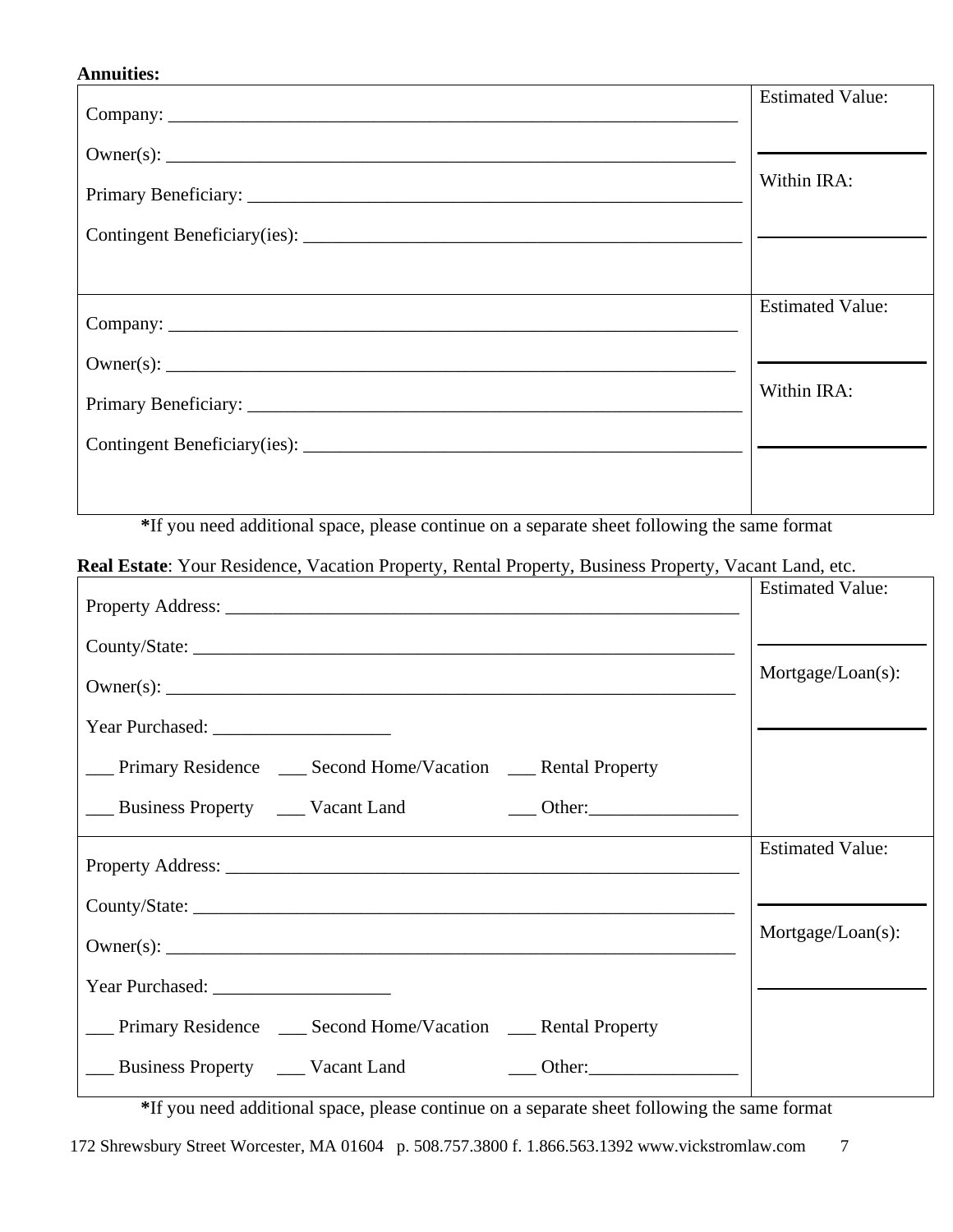**Annuities:**

| | |
|---|---|
| Company: _______________________________________________<br><br>Owner(s): _______________________________________________<br><br>Primary Beneficiary: _______________________________________<br><br>Contingent Beneficiary(ies): __________________________________ | Estimated Value:<br><br>______________<br><br>Within IRA:<br><br>______________ |
| Company: _______________________________________________<br><br>Owner(s): _______________________________________________<br><br>Primary Beneficiary: _______________________________________<br><br>Contingent Beneficiary(ies): __________________________________ | Estimated Value:<br><br>______________<br><br>Within IRA:<br><br>______________ |

***If you need additional space, please continue on a separate sheet following the same format**

**Real Estate**: Your Residence, Vacation Property, Rental Property, Business Property, Vacant Land, etc.

| | |
|---|---|
| Property Address: _________________________________________<br><br>County/State: ____________________________________________<br><br>Owner(s): _______________________________________________<br><br>Year Purchased: ___________________<br><br>___ Primary Residence ___ Second Home/Vacation ___ Rental Property<br><br>___ Business Property ___ Vacant Land ___ Other:________________ | Estimated Value:<br><br>______________<br><br>Mortgage/Loan(s):<br><br>______________ |
| Property Address: _________________________________________<br><br>County/State: ____________________________________________<br><br>Owner(s): _______________________________________________<br><br>Year Purchased: ___________________<br><br>___ Primary Residence ___ Second Home/Vacation ___ Rental Property<br><br>___ Business Property ___ Vacant Land ___ Other:________________ | Estimated Value:<br><br>______________<br><br>Mortgage/Loan(s):<br><br>______________ |

***If you need additional space, please continue on a separate sheet following the same format**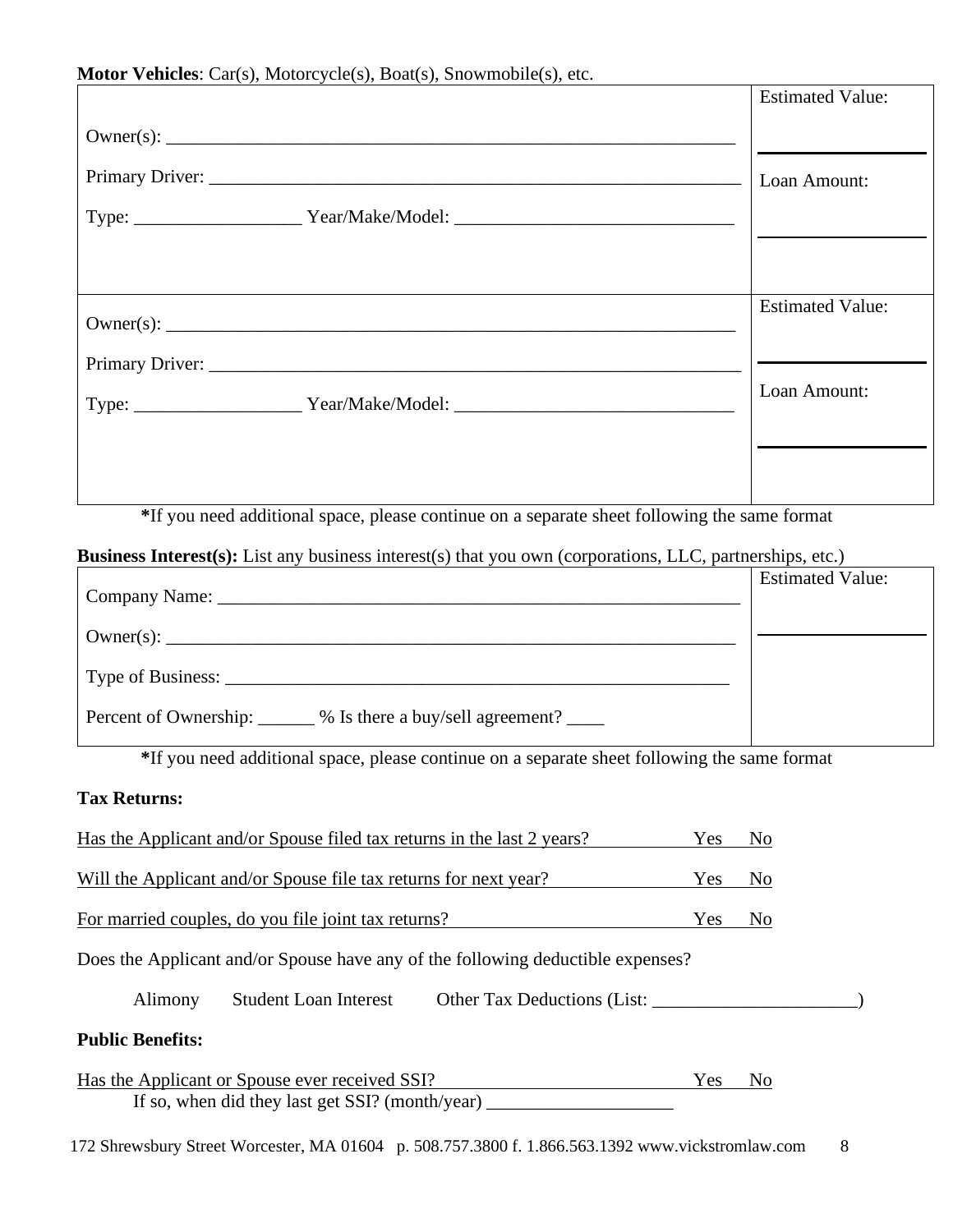**Motor Vehicles**: Car(s), Motorcycle(s), Boat(s), Snowmobile(s), etc.

| | |
|---|---|
| Owner(s): ______________________________________________________________<br><br>Primary Driver: __________________________________________________________<br><br>Type: __________________ Year/Make/Model: ______________________________ | Estimated Value:<br><br>_______________<br><br>Loan Amount:<br><br>_______________ |
| Owner(s): ______________________________________________________________<br><br>Primary Driver: __________________________________________________________<br><br>Type: __________________ Year/Make/Model: ______________________________ | Estimated Value:<br><br>_______________<br><br>Loan Amount:<br><br>_______________ |

**\***If you need additional space, please continue on a separate sheet following the same format

**Business Interest(s):** List any business interest(s) that you own (corporations, LLC, partnerships, etc.)

| | |
|---|---|
| Company Name: _________________________________________________________<br><br>Owner(s): ______________________________________________________________<br><br>Type of Business: _______________________________________________________<br><br>Percent of Ownership: ______ % Is there a buy/sell agreement? ____ | Estimated Value:<br><br>_______________ |

**\***If you need additional space, please continue on a separate sheet following the same format

**Tax Returns:**

Has the Applicant and/or Spouse filed tax returns in the last 2 years? Yes No

Will the Applicant and/or Spouse file tax returns for next year? Yes No

For married couples, do you file joint tax returns? Yes No

Does the Applicant and/or Spouse have any of the following deductible expenses?

Alimony Student Loan Interest Other Tax Deductions (List: ______________________)

**Public Benefits:**

Has the Applicant or Spouse ever received SSI? Yes No

If so, when did they last get SSI? (month/year) ____________________

172 Shrewsbury Street Worcester, MA 01604 p. 508.757.3800 f. 1.866.563.1392 www.vickstromlaw.com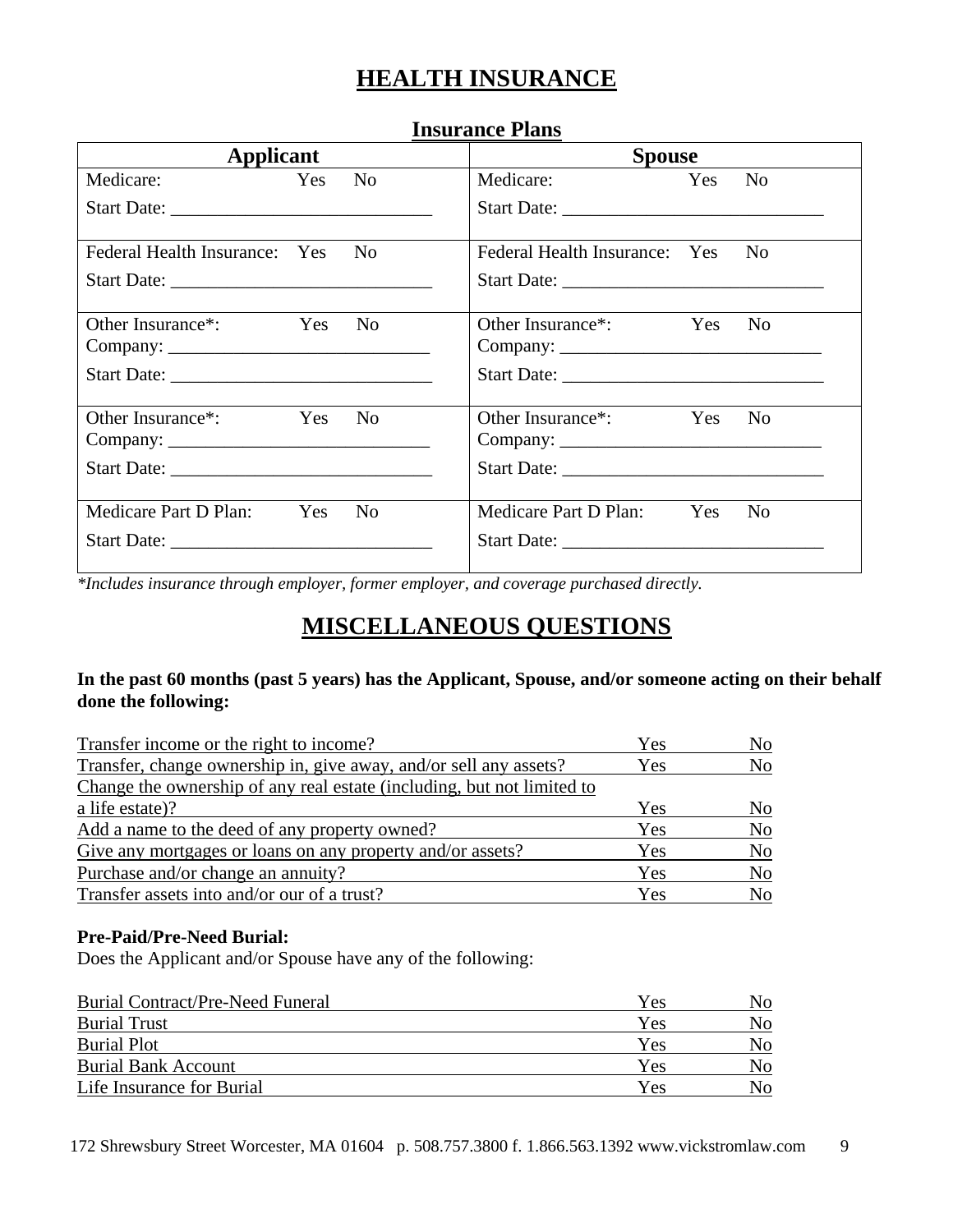# HEALTH INSURANCE

## Insurance Plans

| Applicant | Spouse |
|---|---|
| Medicare: Yes No<br>Start Date: ____________________________ | Medicare: Yes No<br>Start Date: ____________________________ |
| Federal Health Insurance: Yes No<br>Start Date: ____________________________ | Federal Health Insurance: Yes No<br>Start Date: ____________________________ |
| Other Insurance*: Yes No<br>Company: ____________________________<br>Start Date: ____________________________ | Other Insurance*: Yes No<br>Company: ____________________________<br>Start Date: ____________________________ |
| Other Insurance*: Yes No<br>Company: ____________________________<br>Start Date: ____________________________ | Other Insurance*: Yes No<br>Company: ____________________________<br>Start Date: ____________________________ |
| Medicare Part D Plan: Yes No<br>Start Date: ____________________________ | Medicare Part D Plan: Yes No<br>Start Date: ____________________________ |

*\*Includes insurance through employer, former employer, and coverage purchased directly.*

# MISCELLANEOUS QUESTIONS

**In the past 60 months (past 5 years) has the Applicant, Spouse, and/or someone acting on their behalf done the following:**

| | | |
|---|---|---|
| Transfer income or the right to income? | Yes | No |
| Transfer, change ownership in, give away, and/or sell any assets? | Yes | No |
| Change the ownership of any real estate (including, but not limited to a life estate)? | Yes | No |
| Add a name to the deed of any property owned? | Yes | No |
| Give any mortgages or loans on any property and/or assets? | Yes | No |
| Purchase and/or change an annuity? | Yes | No |
| Transfer assets into and/or our of a trust? | Yes | No |

**Pre-Paid/Pre-Need Burial:**

Does the Applicant and/or Spouse have any of the following:

| | | |
|---|---|---|
| Burial Contract/Pre-Need Funeral | Yes | No |
| Burial Trust | Yes | No |
| Burial Plot | Yes | No |
| Burial Bank Account | Yes | No |
| Life Insurance for Burial | Yes | No |

172 Shrewsbury Street Worcester, MA 01604 p. 508.757.3800 f. 1.866.563.1392 www.vickstromlaw.com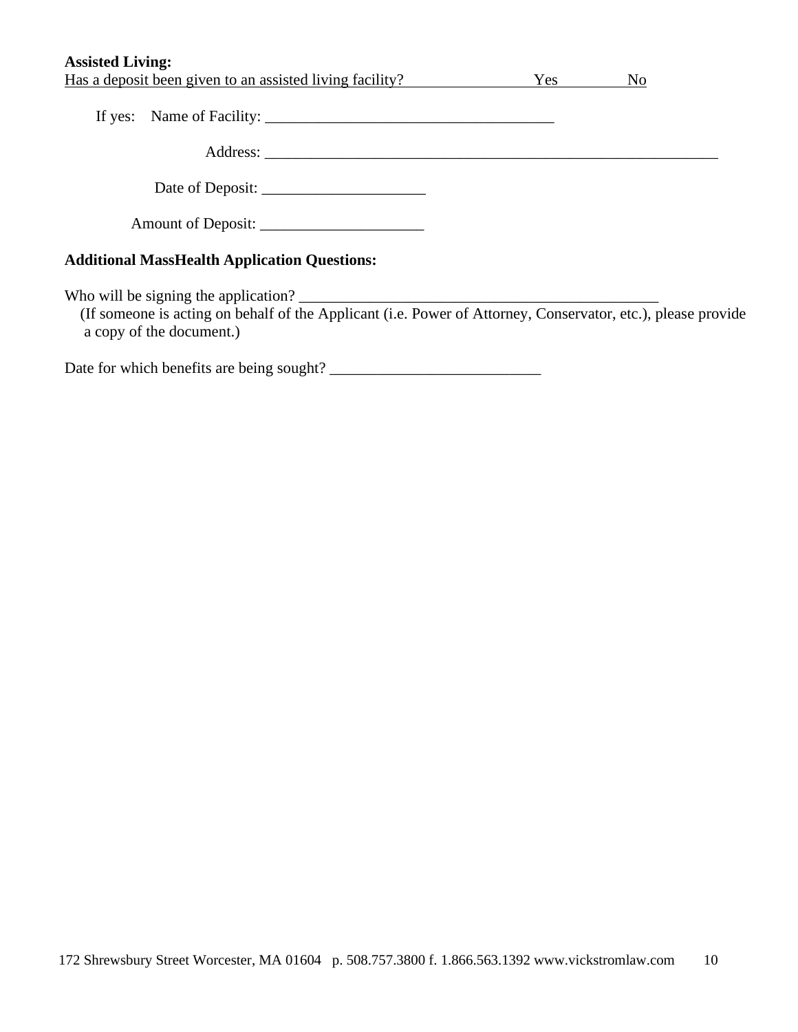**Assisted Living:**

Has a deposit been given to an assisted living facility? Yes No

If yes: Name of Facility: ____________________________________

Address: ____________________________________________________________

Date of Deposit: _____________________

Amount of Deposit: _____________________

**Additional MassHealth Application Questions:**

Who will be signing the application? ______________________________________________

(If someone is acting on behalf of the Applicant (i.e. Power of Attorney, Conservator, etc.), please provide a copy of the document.)

Date for which benefits are being sought? ___________________________

172 Shrewsbury Street Worcester, MA 01604 p. 508.757.3800 f. 1.866.563.1392 www.vickstromlaw.com